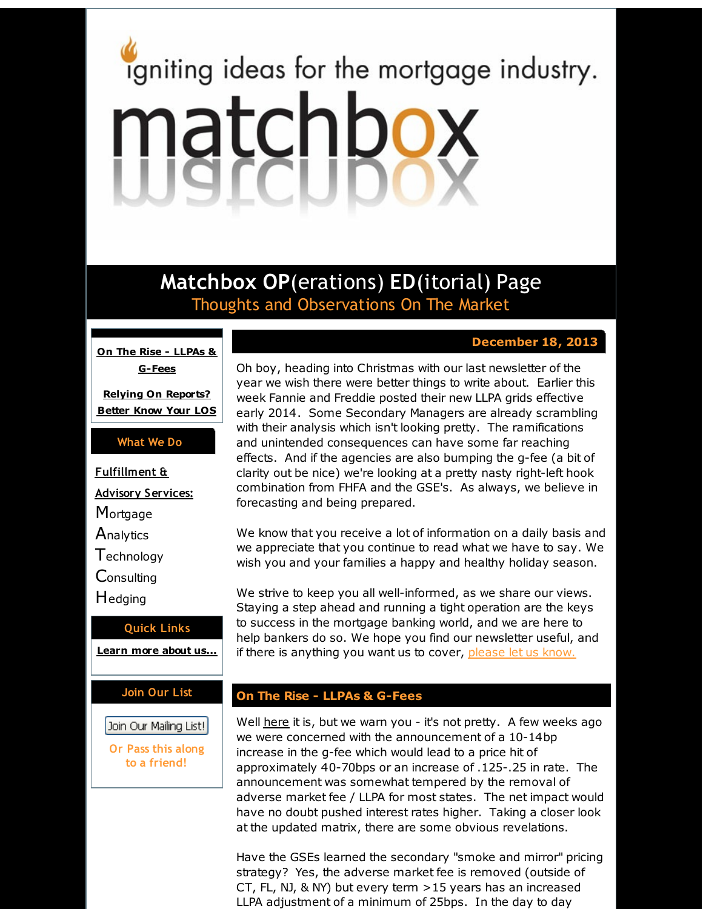igniting ideas for the mortgage industry.

# matchbox

## Matchbox OP(erations) ED(itorial) Page

Thoughts and Observations On The Market

**On The Rise - LLPAs & G-Fees**

**Relying On Reports? Better Know Your LOS**

**What We Do**

**Fulfillment & Advisory Services:**

Mortgage
Analytics
Technology
Consulting
Hedging

**Quick Links**

**Learn more about us...**

**Join Our List**

Join Our Mailing List!

Or Pass this along to a friend!

**December 18, 2013**

Oh boy, heading into Christmas with our last newsletter of the year we wish there were better things to write about. Earlier this week Fannie and Freddie posted their new LLPA grids effective early 2014. Some Secondary Managers are already scrambling with their analysis which isn't looking pretty. The ramifications and unintended consequences can have some far reaching effects. And if the agencies are also bumping the g-fee (a bit of clarity out be nice) we're looking at a pretty nasty right-left hook combination from FHFA and the GSE's. As always, we believe in forecasting and being prepared.

We know that you receive a lot of information on a daily basis and we appreciate that you continue to read what we have to say. We wish you and your families a happy and healthy holiday season.

We strive to keep you all well-informed, as we share our views. Staying a step ahead and running a tight operation are the keys to success in the mortgage banking world, and we are here to help bankers do so. We hope you find our newsletter useful, and if there is anything you want us to cover, please let us know.

### On The Rise - LLPAs & G-Fees

Well here it is, but we warn you - it's not pretty. A few weeks ago we were concerned with the announcement of a 10-14bp increase in the g-fee which would lead to a price hit of approximately 40-70bps or an increase of .125-.25 in rate. The announcement was somewhat tempered by the removal of adverse market fee / LLPA for most states. The net impact would have no doubt pushed interest rates higher. Taking a closer look at the updated matrix, there are some obvious revelations.

Have the GSEs learned the secondary "smoke and mirror" pricing strategy? Yes, the adverse market fee is removed (outside of CT, FL, NJ, & NY) but every term >15 years has an increased LLPA adjustment of a minimum of 25bps. In the day to day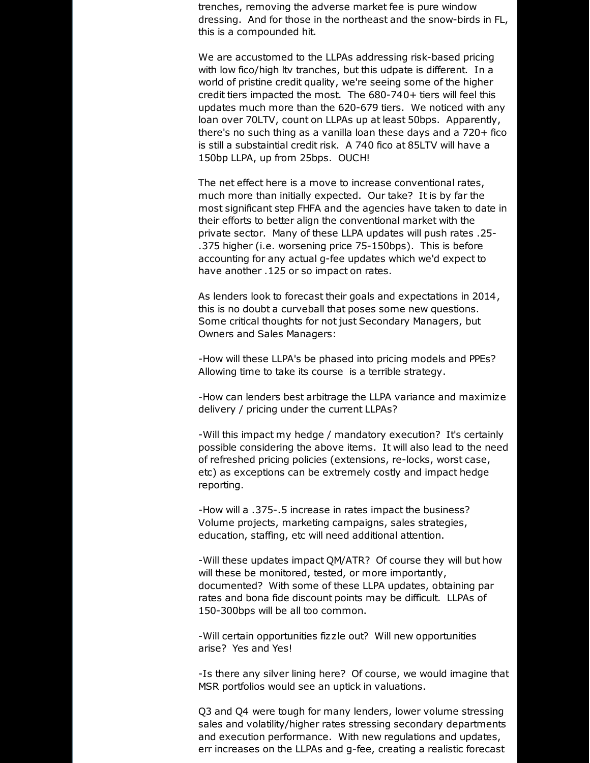trenches, removing the adverse market fee is pure window dressing. And for those in the northeast and the snow-birds in FL, this is a compounded hit.

We are accustomed to the LLPAs addressing risk-based pricing with low fico/high ltv tranches, but this udpate is different. In a world of pristine credit quality, we're seeing some of the higher credit tiers impacted the most. The 680-740+ tiers will feel this updates much more than the 620-679 tiers. We noticed with any loan over 70LTV, count on LLPAs up at least 50bps. Apparently, there's no such thing as a vanilla loan these days and a 720+ fico is still a substaintial credit risk. A 740 fico at 85LTV will have a 150bp LLPA, up from 25bps. OUCH!

The net effect here is a move to increase conventional rates, much more than initially expected. Our take? It is by far the most significant step FHFA and the agencies have taken to date in their efforts to better align the conventional market with the private sector. Many of these LLPA updates will push rates .25-.375 higher (i.e. worsening price 75-150bps). This is before accounting for any actual g-fee updates which we'd expect to have another .125 or so impact on rates.

As lenders look to forecast their goals and expectations in 2014, this is no doubt a curveball that poses some new questions. Some critical thoughts for not just Secondary Managers, but Owners and Sales Managers:

-How will these LLPA's be phased into pricing models and PPEs? Allowing time to take its course is a terrible strategy.

-How can lenders best arbitrage the LLPA variance and maximize delivery / pricing under the current LLPAs?

-Will this impact my hedge / mandatory execution? It's certainly possible considering the above items. It will also lead to the need of refreshed pricing policies (extensions, re-locks, worst case, etc) as exceptions can be extremely costly and impact hedge reporting.

-How will a .375-.5 increase in rates impact the business? Volume projects, marketing campaigns, sales strategies, education, staffing, etc will need additional attention.

-Will these updates impact QM/ATR? Of course they will but how will these be monitored, tested, or more importantly, documented? With some of these LLPA updates, obtaining par rates and bona fide discount points may be difficult. LLPAs of 150-300bps will be all too common.

-Will certain opportunities fizzle out? Will new opportunities arise? Yes and Yes!

-Is there any silver lining here? Of course, we would imagine that MSR portfolios would see an uptick in valuations.

Q3 and Q4 were tough for many lenders, lower volume stressing sales and volatility/higher rates stressing secondary departments and execution performance. With new regulations and updates, err increases on the LLPAs and g-fee, creating a realistic forecast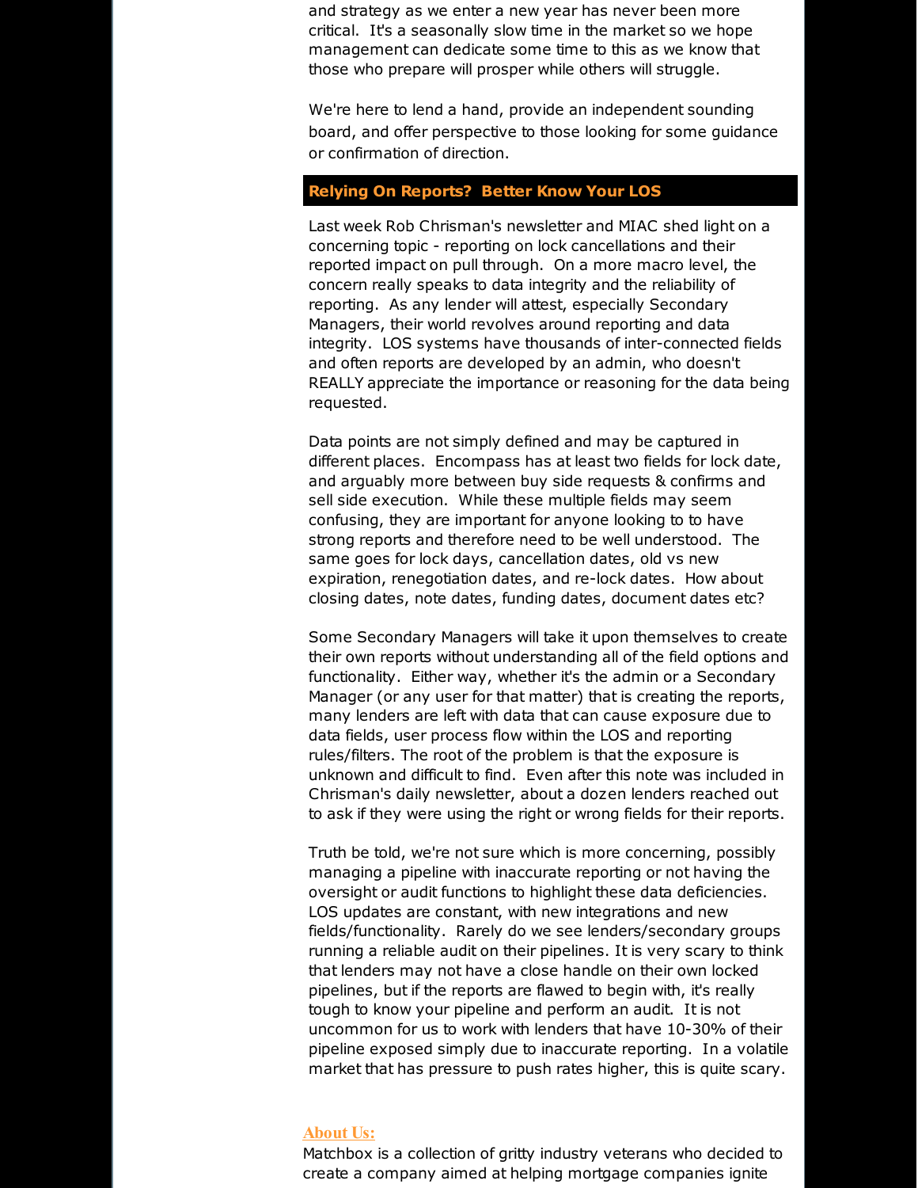and strategy as we enter a new year has never been more critical. It's a seasonally slow time in the market so we hope management can dedicate some time to this as we know that those who prepare will prosper while others will struggle.

We're here to lend a hand, provide an independent sounding board, and offer perspective to those looking for some guidance or confirmation of direction.

## Relying On Reports? Better Know Your LOS

Last week Rob Chrisman's newsletter and MIAC shed light on a concerning topic - reporting on lock cancellations and their reported impact on pull through. On a more macro level, the concern really speaks to data integrity and the reliability of reporting. As any lender will attest, especially Secondary Managers, their world revolves around reporting and data integrity. LOS systems have thousands of inter-connected fields and often reports are developed by an admin, who doesn't REALLY appreciate the importance or reasoning for the data being requested.

Data points are not simply defined and may be captured in different places. Encompass has at least two fields for lock date, and arguably more between buy side requests & confirms and sell side execution. While these multiple fields may seem confusing, they are important for anyone looking to to have strong reports and therefore need to be well understood. The same goes for lock days, cancellation dates, old vs new expiration, renegotiation dates, and re-lock dates. How about closing dates, note dates, funding dates, document dates etc?

Some Secondary Managers will take it upon themselves to create their own reports without understanding all of the field options and functionality. Either way, whether it's the admin or a Secondary Manager (or any user for that matter) that is creating the reports, many lenders are left with data that can cause exposure due to data fields, user process flow within the LOS and reporting rules/filters. The root of the problem is that the exposure is unknown and difficult to find. Even after this note was included in Chrisman's daily newsletter, about a dozen lenders reached out to ask if they were using the right or wrong fields for their reports.

Truth be told, we're not sure which is more concerning, possibly managing a pipeline with inaccurate reporting or not having the oversight or audit functions to highlight these data deficiencies. LOS updates are constant, with new integrations and new fields/functionality. Rarely do we see lenders/secondary groups running a reliable audit on their pipelines. It is very scary to think that lenders may not have a close handle on their own locked pipelines, but if the reports are flawed to begin with, it's really tough to know your pipeline and perform an audit. It is not uncommon for us to work with lenders that have 10-30% of their pipeline exposed simply due to inaccurate reporting. In a volatile market that has pressure to push rates higher, this is quite scary.

## About Us:

Matchbox is a collection of gritty industry veterans who decided to create a company aimed at helping mortgage companies ignite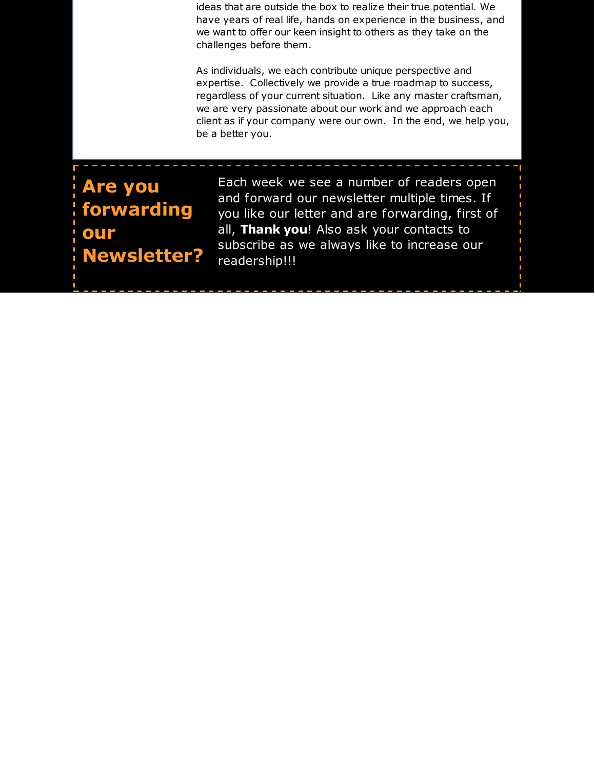ideas that are outside the box to realize their true potential. We have years of real life, hands on experience in the business, and we want to offer our keen insight to others as they take on the challenges before them.

As individuals, we each contribute unique perspective and expertise. Collectively we provide a true roadmap to success, regardless of your current situation. Like any master craftsman, we are very passionate about our work and we approach each client as if your company were our own. In the end, we help you, be a better you.

## Are you forwarding our Newsletter?

Each week we see a number of readers open and forward our newsletter multiple times. If you like our letter and are forwarding, first of all, **Thank you**! Also ask your contacts to subscribe as we always like to increase our readership!!!